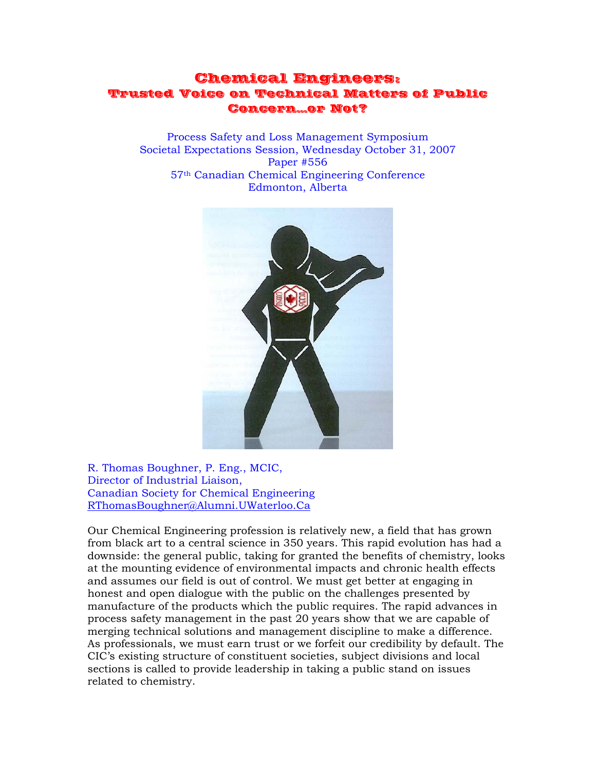# Chemical Engineers:
## Trusted Voice on Technical Matters of Public Concern…or Not?

Process Safety and Loss Management Symposium
Societal Expectations Session, Wednesday October 31, 2007
Paper #556
57th Canadian Chemical Engineering Conference
Edmonton, Alberta

R. Thomas Boughner, P. Eng., MCIC,
Director of Industrial Liaison,
Canadian Society for Chemical Engineering
RThomasBoughner@Alumni.UWaterloo.Ca

Our Chemical Engineering profession is relatively new, a field that has grown from black art to a central science in 350 years. This rapid evolution has had a downside: the general public, taking for granted the benefits of chemistry, looks at the mounting evidence of environmental impacts and chronic health effects and assumes our field is out of control. We must get better at engaging in honest and open dialogue with the public on the challenges presented by manufacture of the products which the public requires. The rapid advances in process safety management in the past 20 years show that we are capable of merging technical solutions and management discipline to make a difference. As professionals, we must earn trust or we forfeit our credibility by default. The CIC's existing structure of constituent societies, subject divisions and local sections is called to provide leadership in taking a public stand on issues related to chemistry.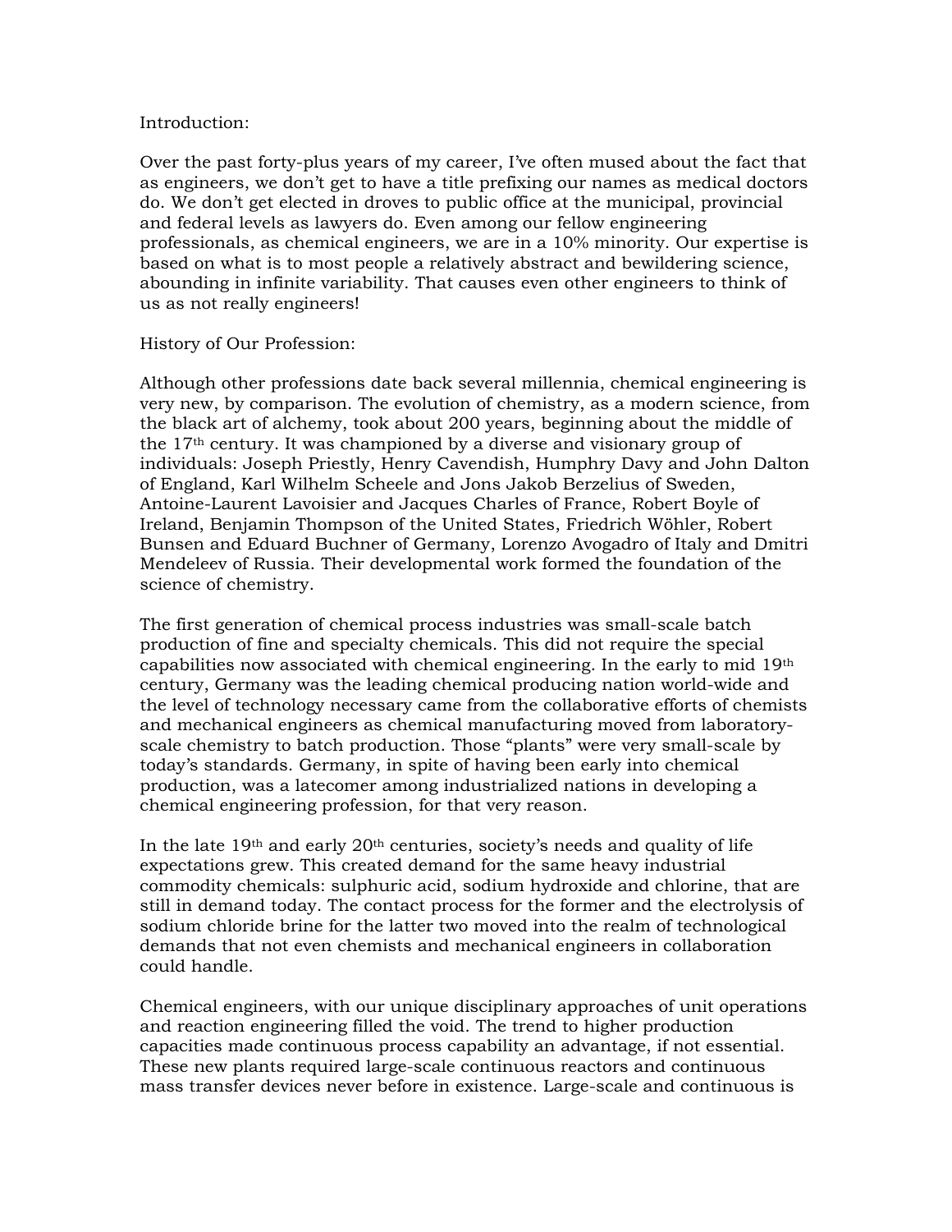Introduction:

Over the past forty-plus years of my career, I've often mused about the fact that as engineers, we don't get to have a title prefixing our names as medical doctors do. We don't get elected in droves to public office at the municipal, provincial and federal levels as lawyers do. Even among our fellow engineering professionals, as chemical engineers, we are in a 10% minority. Our expertise is based on what is to most people a relatively abstract and bewildering science, abounding in infinite variability. That causes even other engineers to think of us as not really engineers!

History of Our Profession:

Although other professions date back several millennia, chemical engineering is very new, by comparison. The evolution of chemistry, as a modern science, from the black art of alchemy, took about 200 years, beginning about the middle of the 17th century. It was championed by a diverse and visionary group of individuals: Joseph Priestly, Henry Cavendish, Humphry Davy and John Dalton of England, Karl Wilhelm Scheele and Jons Jakob Berzelius of Sweden, Antoine-Laurent Lavoisier and Jacques Charles of France, Robert Boyle of Ireland, Benjamin Thompson of the United States, Friedrich Wöhler, Robert Bunsen and Eduard Buchner of Germany, Lorenzo Avogadro of Italy and Dmitri Mendeleev of Russia. Their developmental work formed the foundation of the science of chemistry.

The first generation of chemical process industries was small-scale batch production of fine and specialty chemicals. This did not require the special capabilities now associated with chemical engineering. In the early to mid 19th century, Germany was the leading chemical producing nation world-wide and the level of technology necessary came from the collaborative efforts of chemists and mechanical engineers as chemical manufacturing moved from laboratory-scale chemistry to batch production. Those "plants" were very small-scale by today's standards. Germany, in spite of having been early into chemical production, was a latecomer among industrialized nations in developing a chemical engineering profession, for that very reason.

In the late 19th and early 20th centuries, society's needs and quality of life expectations grew. This created demand for the same heavy industrial commodity chemicals: sulphuric acid, sodium hydroxide and chlorine, that are still in demand today. The contact process for the former and the electrolysis of sodium chloride brine for the latter two moved into the realm of technological demands that not even chemists and mechanical engineers in collaboration could handle.

Chemical engineers, with our unique disciplinary approaches of unit operations and reaction engineering filled the void. The trend to higher production capacities made continuous process capability an advantage, if not essential. These new plants required large-scale continuous reactors and continuous mass transfer devices never before in existence. Large-scale and continuous is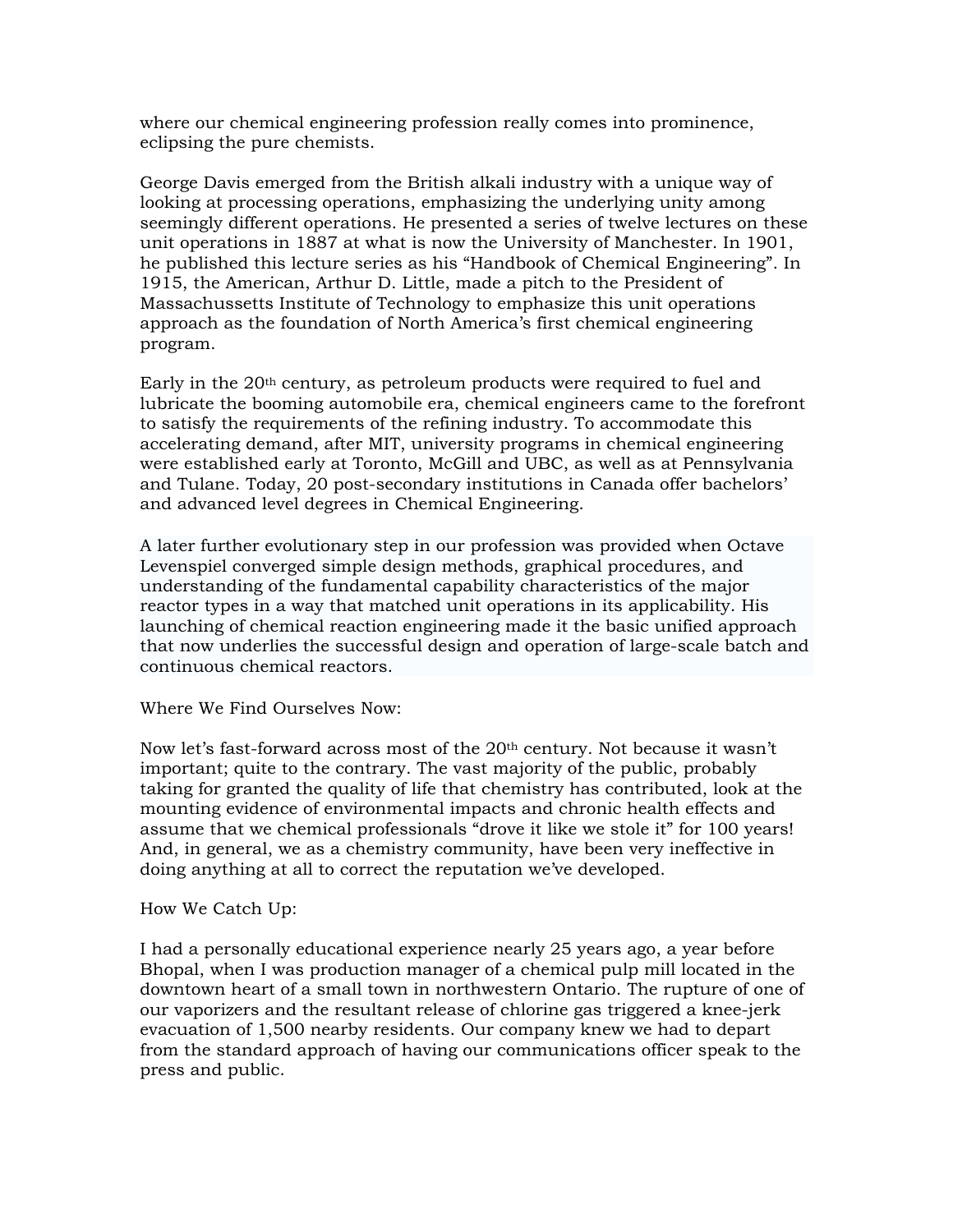where our chemical engineering profession really comes into prominence, eclipsing the pure chemists.

George Davis emerged from the British alkali industry with a unique way of looking at processing operations, emphasizing the underlying unity among seemingly different operations. He presented a series of twelve lectures on these unit operations in 1887 at what is now the University of Manchester. In 1901, he published this lecture series as his "Handbook of Chemical Engineering". In 1915, the American, Arthur D. Little, made a pitch to the President of Massachussetts Institute of Technology to emphasize this unit operations approach as the foundation of North America's first chemical engineering program.

Early in the 20th century, as petroleum products were required to fuel and lubricate the booming automobile era, chemical engineers came to the forefront to satisfy the requirements of the refining industry. To accommodate this accelerating demand, after MIT, university programs in chemical engineering were established early at Toronto, McGill and UBC, as well as at Pennsylvania and Tulane. Today, 20 post-secondary institutions in Canada offer bachelors' and advanced level degrees in Chemical Engineering.

A later further evolutionary step in our profession was provided when Octave Levenspiel converged simple design methods, graphical procedures, and understanding of the fundamental capability characteristics of the major reactor types in a way that matched unit operations in its applicability. His launching of chemical reaction engineering made it the basic unified approach that now underlies the successful design and operation of large-scale batch and continuous chemical reactors.

Where We Find Ourselves Now:

Now let's fast-forward across most of the 20th century. Not because it wasn't important; quite to the contrary. The vast majority of the public, probably taking for granted the quality of life that chemistry has contributed, look at the mounting evidence of environmental impacts and chronic health effects and assume that we chemical professionals "drove it like we stole it" for 100 years! And, in general, we as a chemistry community, have been very ineffective in doing anything at all to correct the reputation we've developed.

How We Catch Up:

I had a personally educational experience nearly 25 years ago, a year before Bhopal, when I was production manager of a chemical pulp mill located in the downtown heart of a small town in northwestern Ontario. The rupture of one of our vaporizers and the resultant release of chlorine gas triggered a knee-jerk evacuation of 1,500 nearby residents. Our company knew we had to depart from the standard approach of having our communications officer speak to the press and public.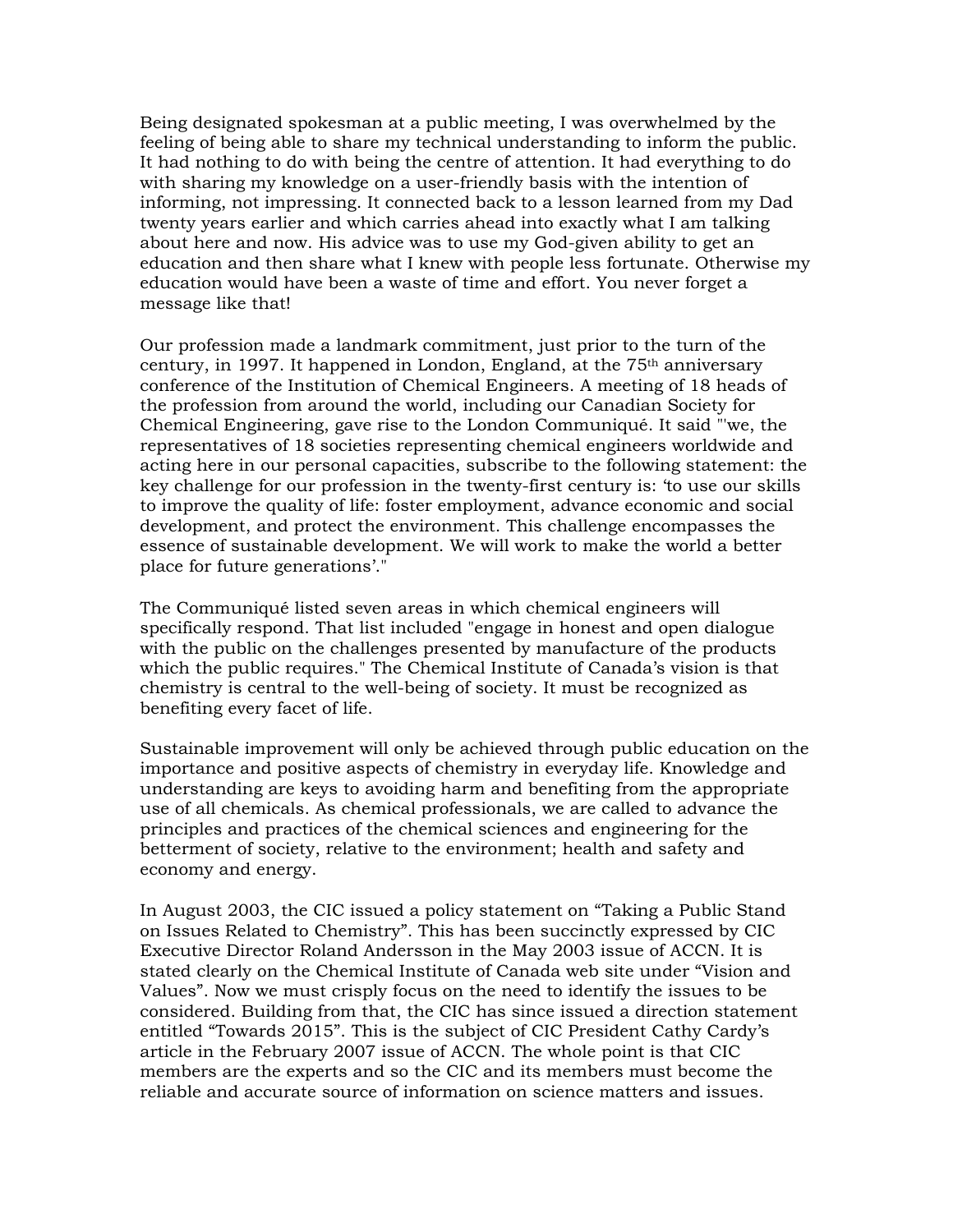Being designated spokesman at a public meeting, I was overwhelmed by the feeling of being able to share my technical understanding to inform the public. It had nothing to do with being the centre of attention. It had everything to do with sharing my knowledge on a user-friendly basis with the intention of informing, not impressing. It connected back to a lesson learned from my Dad twenty years earlier and which carries ahead into exactly what I am talking about here and now. His advice was to use my God-given ability to get an education and then share what I knew with people less fortunate. Otherwise my education would have been a waste of time and effort. You never forget a message like that!

Our profession made a landmark commitment, just prior to the turn of the century, in 1997. It happened in London, England, at the 75th anniversary conference of the Institution of Chemical Engineers. A meeting of 18 heads of the profession from around the world, including our Canadian Society for Chemical Engineering, gave rise to the London Communiqué. It said "'we, the representatives of 18 societies representing chemical engineers worldwide and acting here in our personal capacities, subscribe to the following statement: the key challenge for our profession in the twenty-first century is: 'to use our skills to improve the quality of life: foster employment, advance economic and social development, and protect the environment. This challenge encompasses the essence of sustainable development. We will work to make the world a better place for future generations'."

The Communiqué listed seven areas in which chemical engineers will specifically respond. That list included "engage in honest and open dialogue with the public on the challenges presented by manufacture of the products which the public requires." The Chemical Institute of Canada's vision is that chemistry is central to the well-being of society. It must be recognized as benefiting every facet of life.

Sustainable improvement will only be achieved through public education on the importance and positive aspects of chemistry in everyday life. Knowledge and understanding are keys to avoiding harm and benefiting from the appropriate use of all chemicals. As chemical professionals, we are called to advance the principles and practices of the chemical sciences and engineering for the betterment of society, relative to the environment; health and safety and economy and energy.

In August 2003, the CIC issued a policy statement on "Taking a Public Stand on Issues Related to Chemistry". This has been succinctly expressed by CIC Executive Director Roland Andersson in the May 2003 issue of ACCN. It is stated clearly on the Chemical Institute of Canada web site under "Vision and Values". Now we must crisply focus on the need to identify the issues to be considered. Building from that, the CIC has since issued a direction statement entitled "Towards 2015". This is the subject of CIC President Cathy Cardy's article in the February 2007 issue of ACCN. The whole point is that CIC members are the experts and so the CIC and its members must become the reliable and accurate source of information on science matters and issues.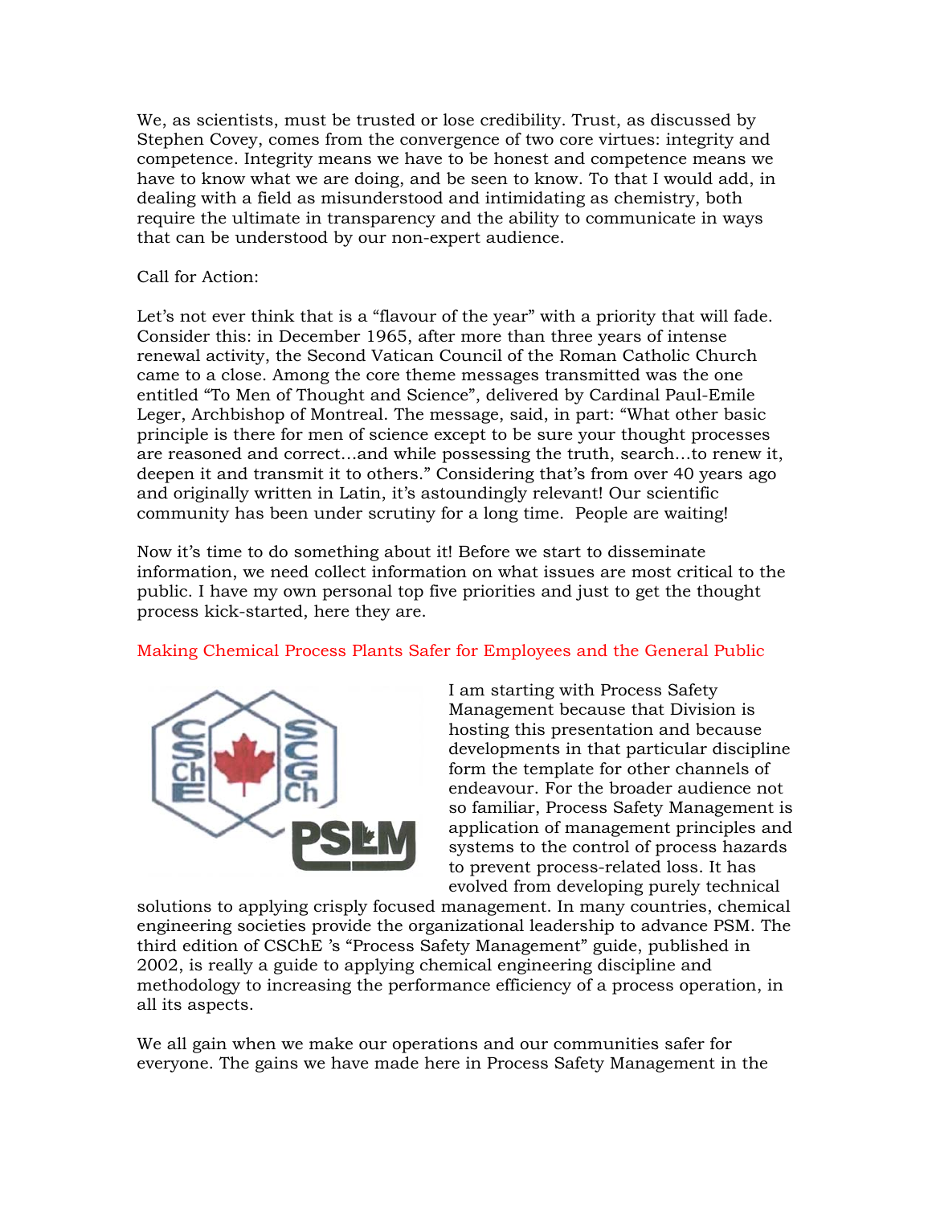We, as scientists, must be trusted or lose credibility. Trust, as discussed by Stephen Covey, comes from the convergence of two core virtues: integrity and competence. Integrity means we have to be honest and competence means we have to know what we are doing, and be seen to know. To that I would add, in dealing with a field as misunderstood and intimidating as chemistry, both require the ultimate in transparency and the ability to communicate in ways that can be understood by our non-expert audience.

Call for Action:

Let's not ever think that is a "flavour of the year" with a priority that will fade. Consider this: in December 1965, after more than three years of intense renewal activity, the Second Vatican Council of the Roman Catholic Church came to a close. Among the core theme messages transmitted was the one entitled "To Men of Thought and Science", delivered by Cardinal Paul-Emile Leger, Archbishop of Montreal. The message, said, in part: "What other basic principle is there for men of science except to be sure your thought processes are reasoned and correct…and while possessing the truth, search…to renew it, deepen it and transmit it to others." Considering that's from over 40 years ago and originally written in Latin, it's astoundingly relevant! Our scientific community has been under scrutiny for a long time. People are waiting!

Now it's time to do something about it! Before we start to disseminate information, we need collect information on what issues are most critical to the public. I have my own personal top five priorities and just to get the thought process kick-started, here they are.

## Making Chemical Process Plants Safer for Employees and the General Public

I am starting with Process Safety Management because that Division is hosting this presentation and because developments in that particular discipline form the template for other channels of endeavour. For the broader audience not so familiar, Process Safety Management is application of management principles and systems to the control of process hazards to prevent process-related loss. It has evolved from developing purely technical solutions to applying crisply focused management. In many countries, chemical engineering societies provide the organizational leadership to advance PSM. The third edition of CSChE 's "Process Safety Management" guide, published in 2002, is really a guide to applying chemical engineering discipline and methodology to increasing the performance efficiency of a process operation, in all its aspects.

We all gain when we make our operations and our communities safer for everyone. The gains we have made here in Process Safety Management in the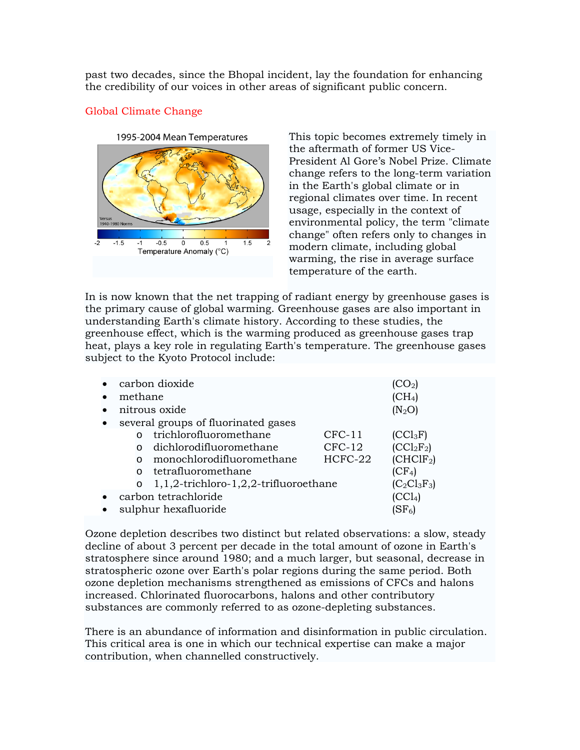past two decades, since the Bhopal incident, lay the foundation for enhancing the credibility of our voices in other areas of significant public concern.

## Global Climate Change

This topic becomes extremely timely in the aftermath of former US Vice-President Al Gore's Nobel Prize. Climate change refers to the long-term variation in the Earth's global climate or in regional climates over time. In recent usage, especially in the context of environmental policy, the term "climate change" often refers only to changes in modern climate, including global warming, the rise in average surface temperature of the earth.

In is now known that the net trapping of radiant energy by greenhouse gases is the primary cause of global warming. Greenhouse gases are also important in understanding Earth's climate history. According to these studies, the greenhouse effect, which is the warming produced as greenhouse gases trap heat, plays a key role in regulating Earth's temperature. The greenhouse gases subject to the Kyoto Protocol include:

- carbon dioxide ($CO_2$)
- methane ($CH_4$)
- nitrous oxide ($N_2O$)
- several groups of fluorinated gases
  - trichlorofluoromethane CFC-11 ($CCl_3F$)
  - dichlorodifluoromethane CFC-12 ($CCl_2F_2$)
  - monochlorodifluoromethane HCFC-22 ($CHClF_2$)
  - tetrafluoromethane ($CF_4$)
  - 1,1,2-trichloro-1,2,2-trifluoroethane ($C_2Cl_3F_3$)
- carbon tetrachloride ($CCl_4$)
- sulphur hexafluoride ($SF_6$)

Ozone depletion describes two distinct but related observations: a slow, steady decline of about 3 percent per decade in the total amount of ozone in Earth's stratosphere since around 1980; and a much larger, but seasonal, decrease in stratospheric ozone over Earth's polar regions during the same period. Both ozone depletion mechanisms strengthened as emissions of CFCs and halons increased. Chlorinated fluorocarbons, halons and other contributory substances are commonly referred to as ozone-depleting substances.

There is an abundance of information and disinformation in public circulation. This critical area is one in which our technical expertise can make a major contribution, when channelled constructively.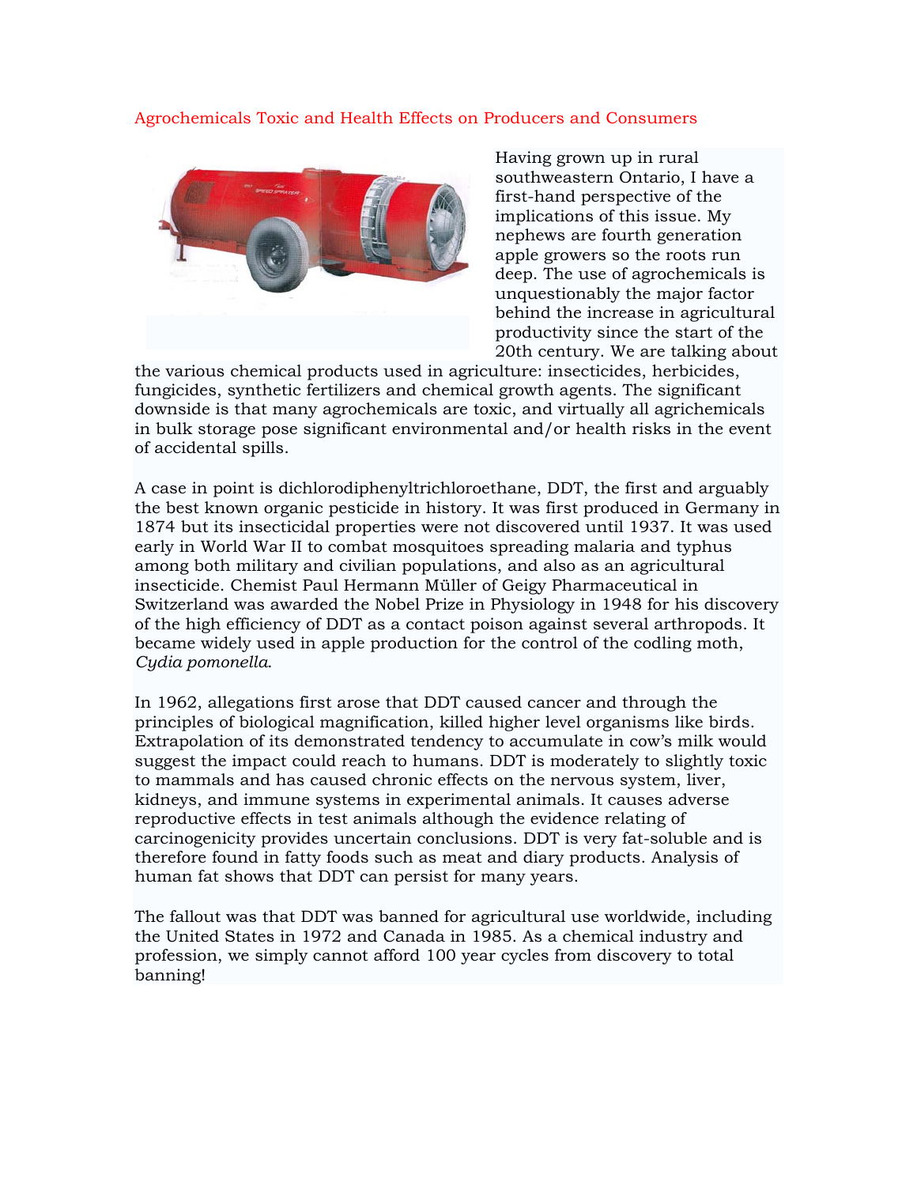## Agrochemicals Toxic and Health Effects on Producers and Consumers

Having grown up in rural southweastern Ontario, I have a first-hand perspective of the implications of this issue. My nephews are fourth generation apple growers so the roots run deep. The use of agrochemicals is unquestionably the major factor behind the increase in agricultural productivity since the start of the 20th century. We are talking about the various chemical products used in agriculture: insecticides, herbicides, fungicides, synthetic fertilizers and chemical growth agents. The significant downside is that many agrochemicals are toxic, and virtually all agrichemicals in bulk storage pose significant environmental and/or health risks in the event of accidental spills.

A case in point is dichlorodiphenyltrichloroethane, DDT, the first and arguably the best known organic pesticide in history. It was first produced in Germany in 1874 but its insecticidal properties were not discovered until 1937. It was used early in World War II to combat mosquitoes spreading malaria and typhus among both military and civilian populations, and also as an agricultural insecticide. Chemist Paul Hermann Müller of Geigy Pharmaceutical in Switzerland was awarded the Nobel Prize in Physiology in 1948 for his discovery of the high efficiency of DDT as a contact poison against several arthropods. It became widely used in apple production for the control of the codling moth, *Cydia pomonella*.

In 1962, allegations first arose that DDT caused cancer and through the principles of biological magnification, killed higher level organisms like birds. Extrapolation of its demonstrated tendency to accumulate in cow's milk would suggest the impact could reach to humans. DDT is moderately to slightly toxic to mammals and has caused chronic effects on the nervous system, liver, kidneys, and immune systems in experimental animals. It causes adverse reproductive effects in test animals although the evidence relating of carcinogenicity provides uncertain conclusions. DDT is very fat-soluble and is therefore found in fatty foods such as meat and diary products. Analysis of human fat shows that DDT can persist for many years.

The fallout was that DDT was banned for agricultural use worldwide, including the United States in 1972 and Canada in 1985. As a chemical industry and profession, we simply cannot afford 100 year cycles from discovery to total banning!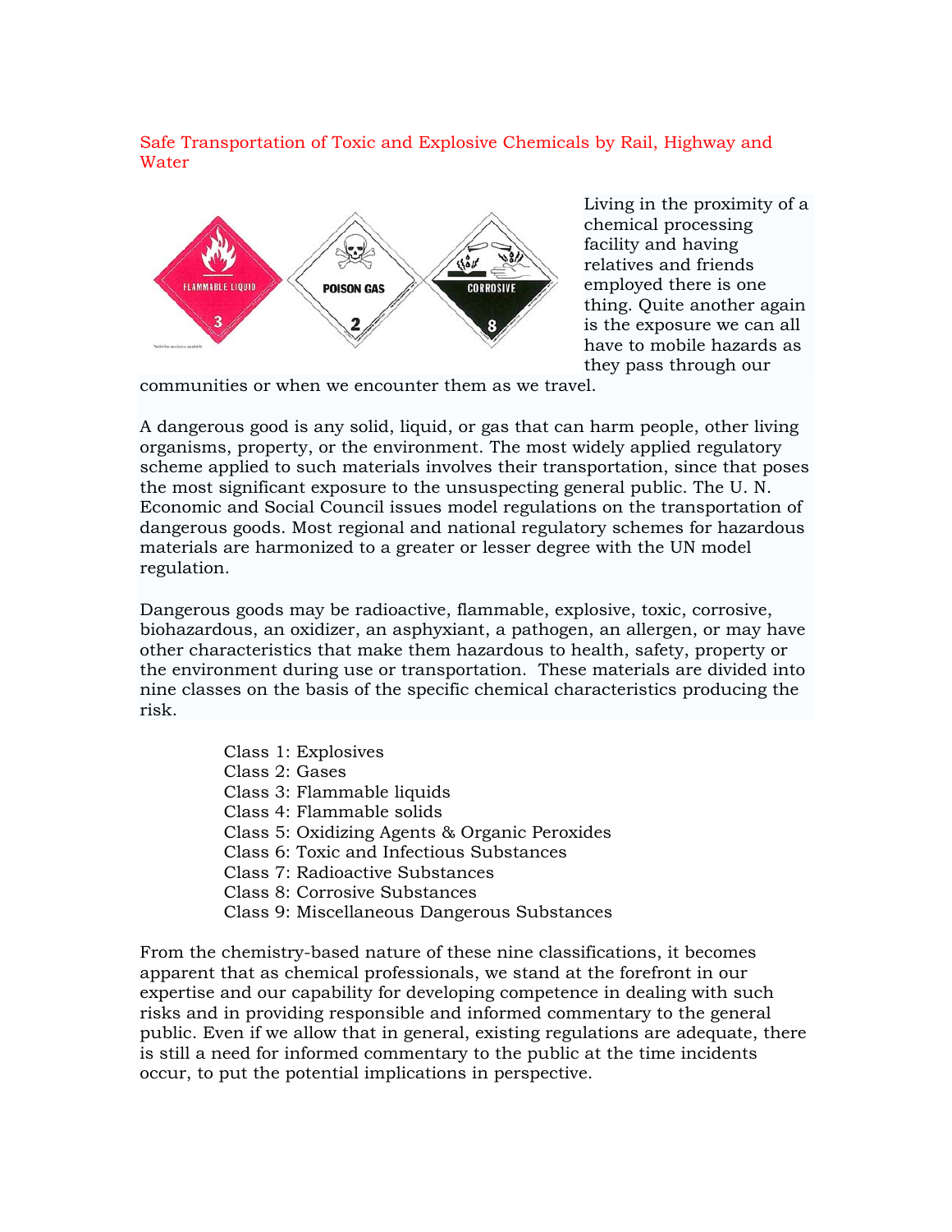Safe Transportation of Toxic and Explosive Chemicals by Rail, Highway and Water

Living in the proximity of a chemical processing facility and having relatives and friends employed there is one thing. Quite another again is the exposure we can all have to mobile hazards as they pass through our communities or when we encounter them as we travel.

A dangerous good is any solid, liquid, or gas that can harm people, other living organisms, property, or the environment. The most widely applied regulatory scheme applied to such materials involves their transportation, since that poses the most significant exposure to the unsuspecting general public. The U. N. Economic and Social Council issues model regulations on the transportation of dangerous goods. Most regional and national regulatory schemes for hazardous materials are harmonized to a greater or lesser degree with the UN model regulation.

Dangerous goods may be radioactive, flammable, explosive, toxic, corrosive, biohazardous, an oxidizer, an asphyxiant, a pathogen, an allergen, or may have other characteristics that make them hazardous to health, safety, property or the environment during use or transportation. These materials are divided into nine classes on the basis of the specific chemical characteristics producing the risk.

Class 1: Explosives
Class 2: Gases
Class 3: Flammable liquids
Class 4: Flammable solids
Class 5: Oxidizing Agents & Organic Peroxides
Class 6: Toxic and Infectious Substances
Class 7: Radioactive Substances
Class 8: Corrosive Substances
Class 9: Miscellaneous Dangerous Substances

From the chemistry-based nature of these nine classifications, it becomes apparent that as chemical professionals, we stand at the forefront in our expertise and our capability for developing competence in dealing with such risks and in providing responsible and informed commentary to the general public. Even if we allow that in general, existing regulations are adequate, there is still a need for informed commentary to the public at the time incidents occur, to put the potential implications in perspective.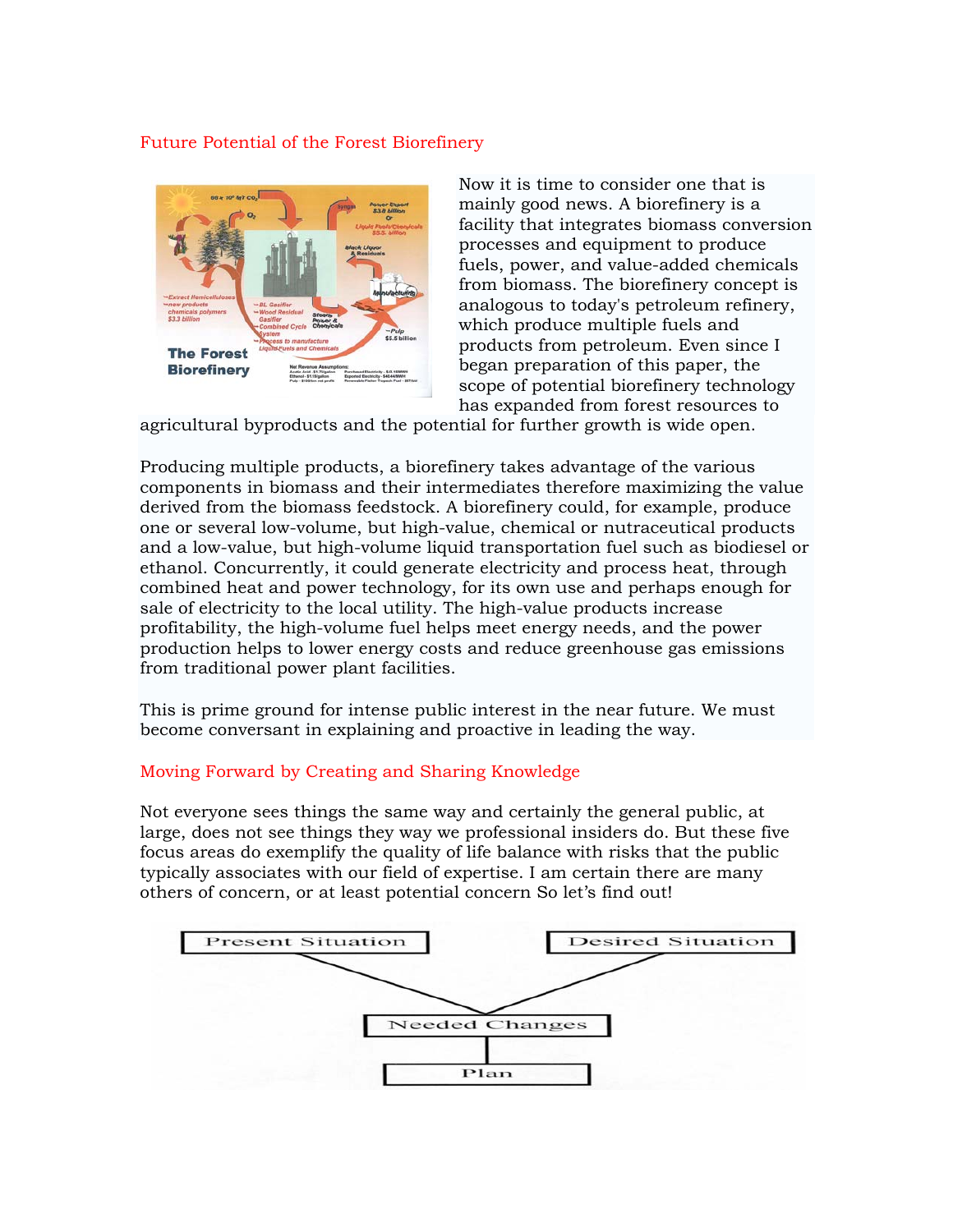## Future Potential of the Forest Biorefinery

Now it is time to consider one that is mainly good news. A biorefinery is a facility that integrates biomass conversion processes and equipment to produce fuels, power, and value-added chemicals from biomass. The biorefinery concept is analogous to today's petroleum refinery, which produce multiple fuels and products from petroleum. Even since I began preparation of this paper, the scope of potential biorefinery technology has expanded from forest resources to agricultural byproducts and the potential for further growth is wide open.

Producing multiple products, a biorefinery takes advantage of the various components in biomass and their intermediates therefore maximizing the value derived from the biomass feedstock. A biorefinery could, for example, produce one or several low-volume, but high-value, chemical or nutraceutical products and a low-value, but high-volume liquid transportation fuel such as biodiesel or ethanol. Concurrently, it could generate electricity and process heat, through combined heat and power technology, for its own use and perhaps enough for sale of electricity to the local utility. The high-value products increase profitability, the high-volume fuel helps meet energy needs, and the power production helps to lower energy costs and reduce greenhouse gas emissions from traditional power plant facilities.

This is prime ground for intense public interest in the near future. We must become conversant in explaining and proactive in leading the way.

## Moving Forward by Creating and Sharing Knowledge

Not everyone sees things the same way and certainly the general public, at large, does not see things they way we professional insiders do. But these five focus areas do exemplify the quality of life balance with risks that the public typically associates with our field of expertise. I am certain there are many others of concern, or at least potential concern So let's find out!

Present Situation → Needed Changes ← Desired Situation

Needed Changes → Plan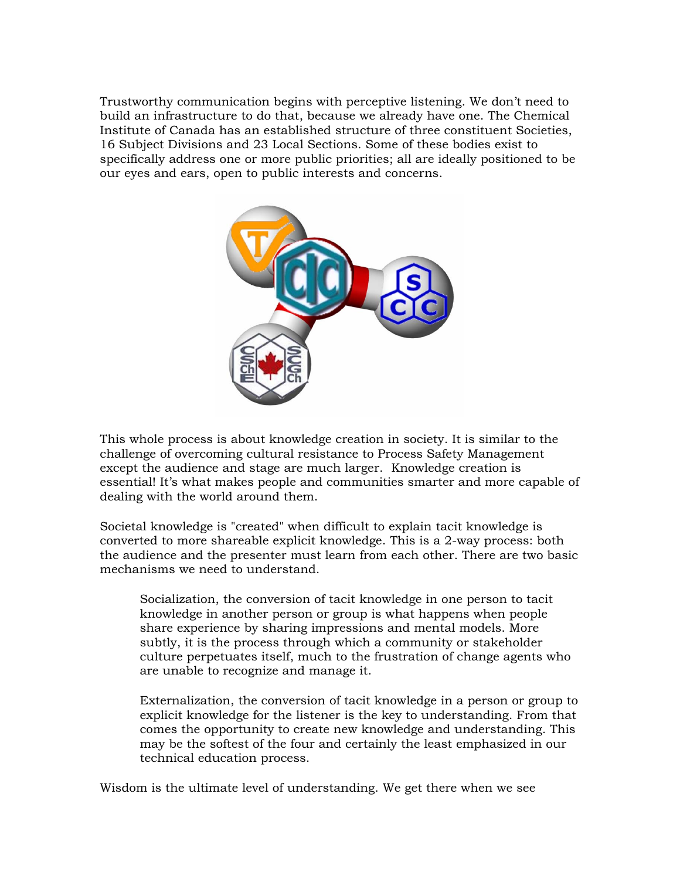Trustworthy communication begins with perceptive listening. We don't need to build an infrastructure to do that, because we already have one. The Chemical Institute of Canada has an established structure of three constituent Societies, 16 Subject Divisions and 23 Local Sections. Some of these bodies exist to specifically address one or more public priorities; all are ideally positioned to be our eyes and ears, open to public interests and concerns.

This whole process is about knowledge creation in society. It is similar to the challenge of overcoming cultural resistance to Process Safety Management except the audience and stage are much larger. Knowledge creation is essential! It's what makes people and communities smarter and more capable of dealing with the world around them.

Societal knowledge is "created" when difficult to explain tacit knowledge is converted to more shareable explicit knowledge. This is a 2-way process: both the audience and the presenter must learn from each other. There are two basic mechanisms we need to understand.

> Socialization, the conversion of tacit knowledge in one person to tacit knowledge in another person or group is what happens when people share experience by sharing impressions and mental models. More subtly, it is the process through which a community or stakeholder culture perpetuates itself, much to the frustration of change agents who are unable to recognize and manage it.
>
> Externalization, the conversion of tacit knowledge in a person or group to explicit knowledge for the listener is the key to understanding. From that comes the opportunity to create new knowledge and understanding. This may be the softest of the four and certainly the least emphasized in our technical education process.

Wisdom is the ultimate level of understanding. We get there when we see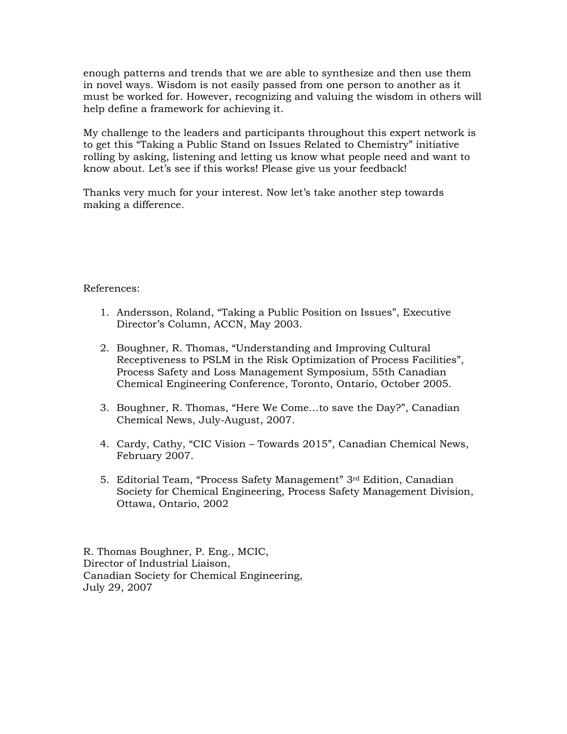enough patterns and trends that we are able to synthesize and then use them in novel ways. Wisdom is not easily passed from one person to another as it must be worked for. However, recognizing and valuing the wisdom in others will help define a framework for achieving it.

My challenge to the leaders and participants throughout this expert network is to get this "Taking a Public Stand on Issues Related to Chemistry" initiative rolling by asking, listening and letting us know what people need and want to know about. Let's see if this works! Please give us your feedback!

Thanks very much for your interest. Now let's take another step towards making a difference.

References:

1. Andersson, Roland, "Taking a Public Position on Issues", Executive Director's Column, ACCN, May 2003.

2. Boughner, R. Thomas, "Understanding and Improving Cultural Receptiveness to PSLM in the Risk Optimization of Process Facilities", Process Safety and Loss Management Symposium, 55th Canadian Chemical Engineering Conference, Toronto, Ontario, October 2005.

3. Boughner, R. Thomas, "Here We Come…to save the Day?", Canadian Chemical News, July-August, 2007.

4. Cardy, Cathy, "CIC Vision – Towards 2015", Canadian Chemical News, February 2007.

5. Editorial Team, "Process Safety Management" 3rd Edition, Canadian Society for Chemical Engineering, Process Safety Management Division, Ottawa, Ontario, 2002

R. Thomas Boughner, P. Eng., MCIC,
Director of Industrial Liaison,
Canadian Society for Chemical Engineering,
July 29, 2007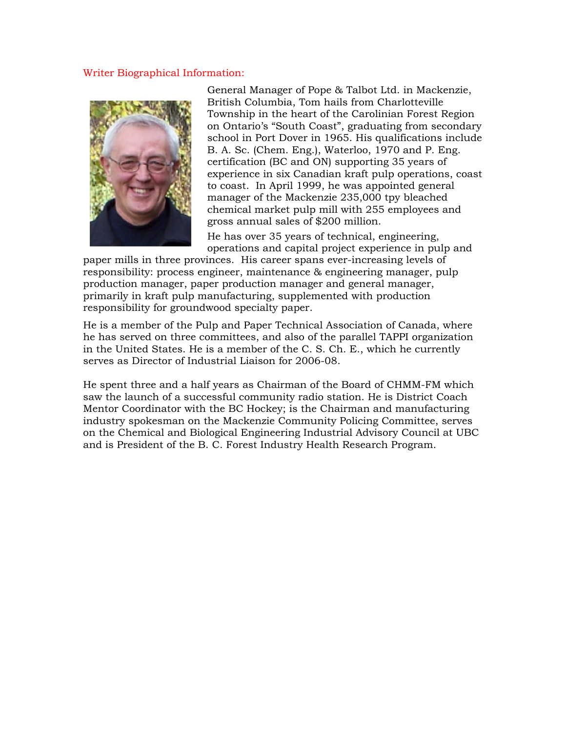Writer Biographical Information:

General Manager of Pope & Talbot Ltd. in Mackenzie, British Columbia, Tom hails from Charlotteville Township in the heart of the Carolinian Forest Region on Ontario's "South Coast", graduating from secondary school in Port Dover in 1965. His qualifications include B. A. Sc. (Chem. Eng.), Waterloo, 1970 and P. Eng. certification (BC and ON) supporting 35 years of experience in six Canadian kraft pulp operations, coast to coast. In April 1999, he was appointed general manager of the Mackenzie 235,000 tpy bleached chemical market pulp mill with 255 employees and gross annual sales of $200 million.

He has over 35 years of technical, engineering, operations and capital project experience in pulp and paper mills in three provinces. His career spans ever-increasing levels of responsibility: process engineer, maintenance & engineering manager, pulp production manager, paper production manager and general manager, primarily in kraft pulp manufacturing, supplemented with production responsibility for groundwood specialty paper.

He is a member of the Pulp and Paper Technical Association of Canada, where he has served on three committees, and also of the parallel TAPPI organization in the United States. He is a member of the C. S. Ch. E., which he currently serves as Director of Industrial Liaison for 2006-08.

He spent three and a half years as Chairman of the Board of CHMM-FM which saw the launch of a successful community radio station. He is District Coach Mentor Coordinator with the BC Hockey; is the Chairman and manufacturing industry spokesman on the Mackenzie Community Policing Committee, serves on the Chemical and Biological Engineering Industrial Advisory Council at UBC and is President of the B. C. Forest Industry Health Research Program.